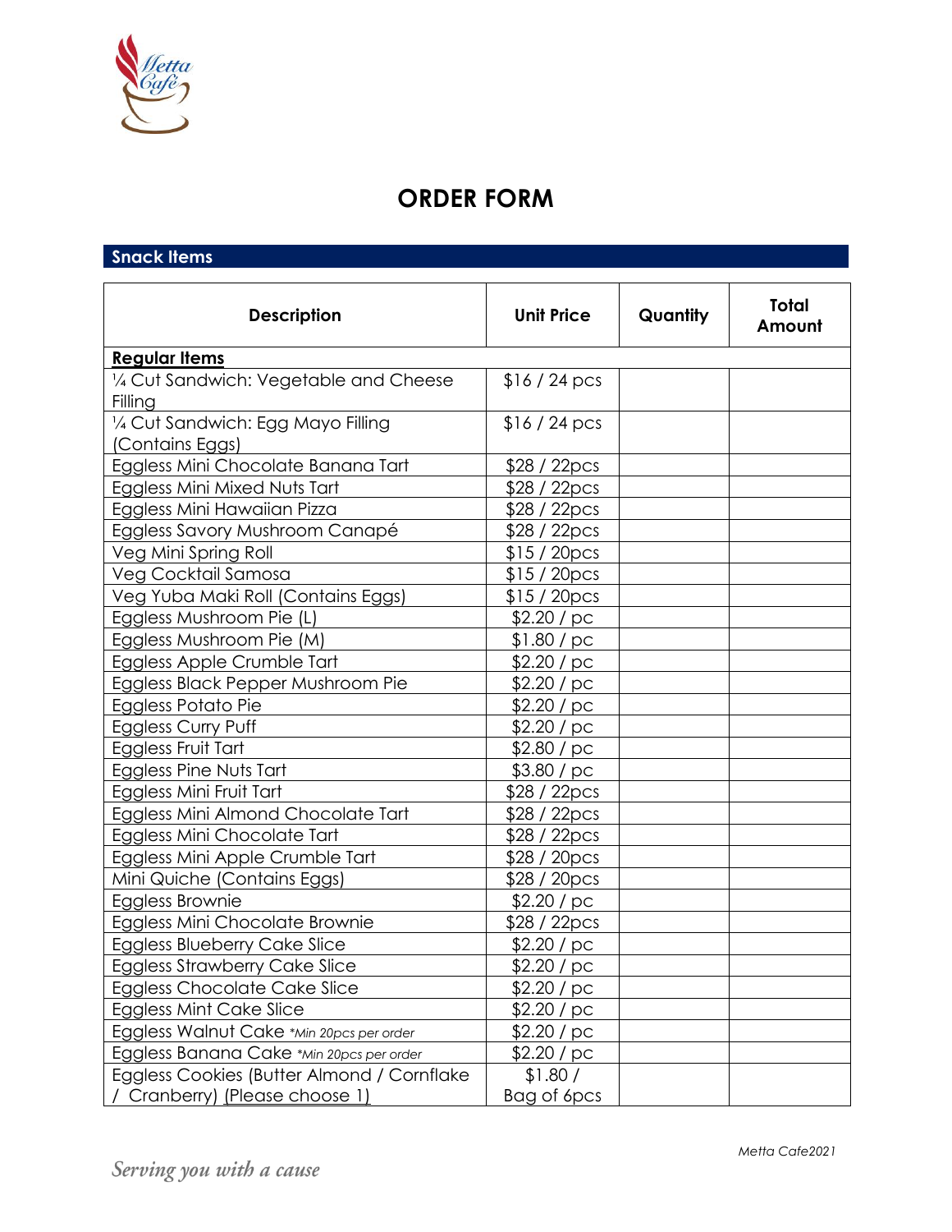# ORDER FORM

## Snack Items

| Description | Unit Price | Quantity | Total Amount |
|---|---|---|---|
| **Regular Items** | | | |
| ¼ Cut Sandwich: Vegetable and Cheese Filling | $16 / 24 pcs | | |
| ¼ Cut Sandwich: Egg Mayo Filling (Contains Eggs) | $16 / 24 pcs | | |
| Eggless Mini Chocolate Banana Tart | $28 / 22pcs | | |
| Eggless Mini Mixed Nuts Tart | $28 / 22pcs | | |
| Eggless Mini Hawaiian Pizza | $28 / 22pcs | | |
| Eggless Savory Mushroom Canapé | $28 / 22pcs | | |
| Veg Mini Spring Roll | $15 / 20pcs | | |
| Veg Cocktail Samosa | $15 / 20pcs | | |
| Veg Yuba Maki Roll (Contains Eggs) | $15 / 20pcs | | |
| Eggless Mushroom Pie (L) | $2.20 / pc | | |
| Eggless Mushroom Pie (M) | $1.80 / pc | | |
| Eggless Apple Crumble Tart | $2.20 / pc | | |
| Eggless Black Pepper Mushroom Pie | $2.20 / pc | | |
| Eggless Potato Pie | $2.20 / pc | | |
| Eggless Curry Puff | $2.20 / pc | | |
| Eggless Fruit Tart | $2.80 / pc | | |
| Eggless Pine Nuts Tart | $3.80 / pc | | |
| Eggless Mini Fruit Tart | $28 / 22pcs | | |
| Eggless Mini Almond Chocolate Tart | $28 / 22pcs | | |
| Eggless Mini Chocolate Tart | $28 / 22pcs | | |
| Eggless Mini Apple Crumble Tart | $28 / 20pcs | | |
| Mini Quiche (Contains Eggs) | $28 / 20pcs | | |
| Eggless Brownie | $2.20 / pc | | |
| Eggless Mini Chocolate Brownie | $28 / 22pcs | | |
| Eggless Blueberry Cake Slice | $2.20 / pc | | |
| Eggless Strawberry Cake Slice | $2.20 / pc | | |
| Eggless Chocolate Cake Slice | $2.20 / pc | | |
| Eggless Mint Cake Slice | $2.20 / pc | | |
| Eggless Walnut Cake *\*Min 20pcs per order* | $2.20 / pc | | |
| Eggless Banana Cake *\*Min 20pcs per order* | $2.20 / pc | | |
| Eggless Cookies (Butter Almond / Cornflake / Cranberry) (Please choose 1) | $1.80 / Bag of 6pcs | | |

*Metta Cafe2021*

*Serving you with a cause*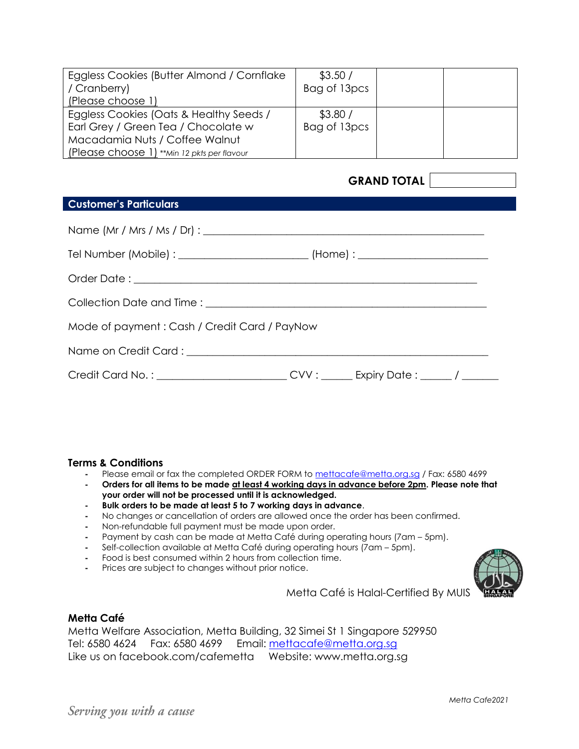| | | | |
|---|---|---|---|
| Eggless Cookies (Butter Almond / Cornflake / Cranberry)<br>(Please choose 1) | $3.50 / Bag of 13pcs | | |
| Eggless Cookies (Oats & Healthy Seeds / Earl Grey / Green Tea / Chocolate w Macadamia Nuts / Coffee Walnut<br>(Please choose 1) *\*\*Min 12 pkts per flavour* | $3.80 / Bag of 13pcs | | |

**GRAND TOTAL** ______

## Customer's Particulars

Name (Mr / Mrs / Ms / Dr) : ______________________________

Tel Number (Mobile) : ______________ (Home) : ______________

Order Date : ______________________________

Collection Date and Time : ______________________________

Mode of payment : Cash / Credit Card / PayNow

Name on Credit Card : ______________________________

Credit Card No. : ______________ CVV : _____ Expiry Date : _____ / ______

### Terms & Conditions

- Please email or fax the completed ORDER FORM to mettacafe@metta.org.sg / Fax: 6580 4699
- **Orders for all items to be made at least 4 working days in advance before 2pm. Please note that your order will not be processed until it is acknowledged.**
- **Bulk orders to be made at least 5 to 7 working days in advance**.
- No changes or cancellation of orders are allowed once the order has been confirmed.
- Non-refundable full payment must be made upon order.
- Payment by cash can be made at Metta Café during operating hours (7am – 5pm).
- Self-collection available at Metta Café during operating hours (7am – 5pm).
- Food is best consumed within 2 hours from collection time.
- Prices are subject to changes without prior notice.

Metta Café is Halal-Certified By MUIS

**Metta Café**
Metta Welfare Association, Metta Building, 32 Simei St 1 Singapore 529950
Tel: 6580 4624 Fax: 6580 4699 Email: mettacafe@metta.org.sg
Like us on facebook.com/cafemetta Website: www.metta.org.sg

*Metta Cafe2021*

*Serving you with a cause*